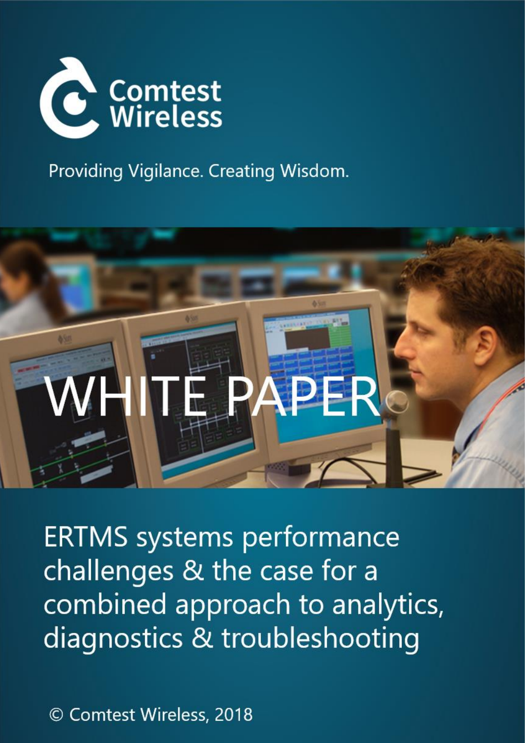Comtest Wireless

Providing Vigilance. Creating Wisdom.

# WHITE PAPER

## ERTMS systems performance challenges & the case for a combined approach to analytics, diagnostics & troubleshooting

© Comtest Wireless, 2018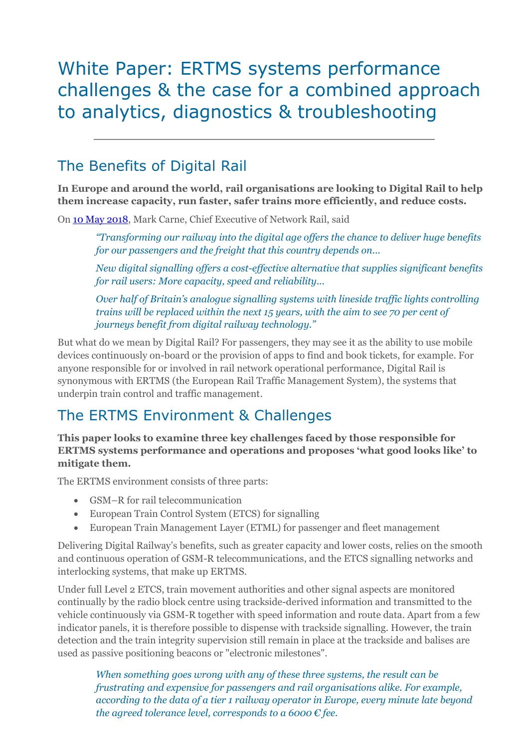# White Paper: ERTMS systems performance challenges & the case for a combined approach to analytics, diagnostics & troubleshooting

---

## The Benefits of Digital Rail

**In Europe and around the world, rail organisations are looking to Digital Rail to help them increase capacity, run faster, safer trains more efficiently, and reduce costs.**

On [10 May 2018](), Mark Carne, Chief Executive of Network Rail, said

> *"Transforming our railway into the digital age offers the chance to deliver huge benefits for our passengers and the freight that this country depends on…*
>
> *New digital signalling offers a cost-effective alternative that supplies significant benefits for rail users: More capacity, speed and reliability…*
>
> *Over half of Britain's analogue signalling systems with lineside traffic lights controlling trains will be replaced within the next 15 years, with the aim to see 70 per cent of journeys benefit from digital railway technology."*

But what do we mean by Digital Rail? For passengers, they may see it as the ability to use mobile devices continuously on-board or the provision of apps to find and book tickets, for example. For anyone responsible for or involved in rail network operational performance, Digital Rail is synonymous with ERTMS (the European Rail Traffic Management System), the systems that underpin train control and traffic management.

## The ERTMS Environment & Challenges

**This paper looks to examine three key challenges faced by those responsible for ERTMS systems performance and operations and proposes 'what good looks like' to mitigate them.**

The ERTMS environment consists of three parts:

- GSM–R for rail telecommunication
- European Train Control System (ETCS) for signalling
- European Train Management Layer (ETML) for passenger and fleet management

Delivering Digital Railway's benefits, such as greater capacity and lower costs, relies on the smooth and continuous operation of GSM-R telecommunications, and the ETCS signalling networks and interlocking systems, that make up ERTMS.

Under full Level 2 ETCS, train movement authorities and other signal aspects are monitored continually by the radio block centre using trackside-derived information and transmitted to the vehicle continuously via GSM-R together with speed information and route data. Apart from a few indicator panels, it is therefore possible to dispense with trackside signalling. However, the train detection and the train integrity supervision still remain in place at the trackside and balises are used as passive positioning beacons or "electronic milestones".

> *When something goes wrong with any of these three systems, the result can be frustrating and expensive for passengers and rail organisations alike. For example, according to the data of a tier 1 railway operator in Europe, every minute late beyond the agreed tolerance level, corresponds to a 6000 € fee.*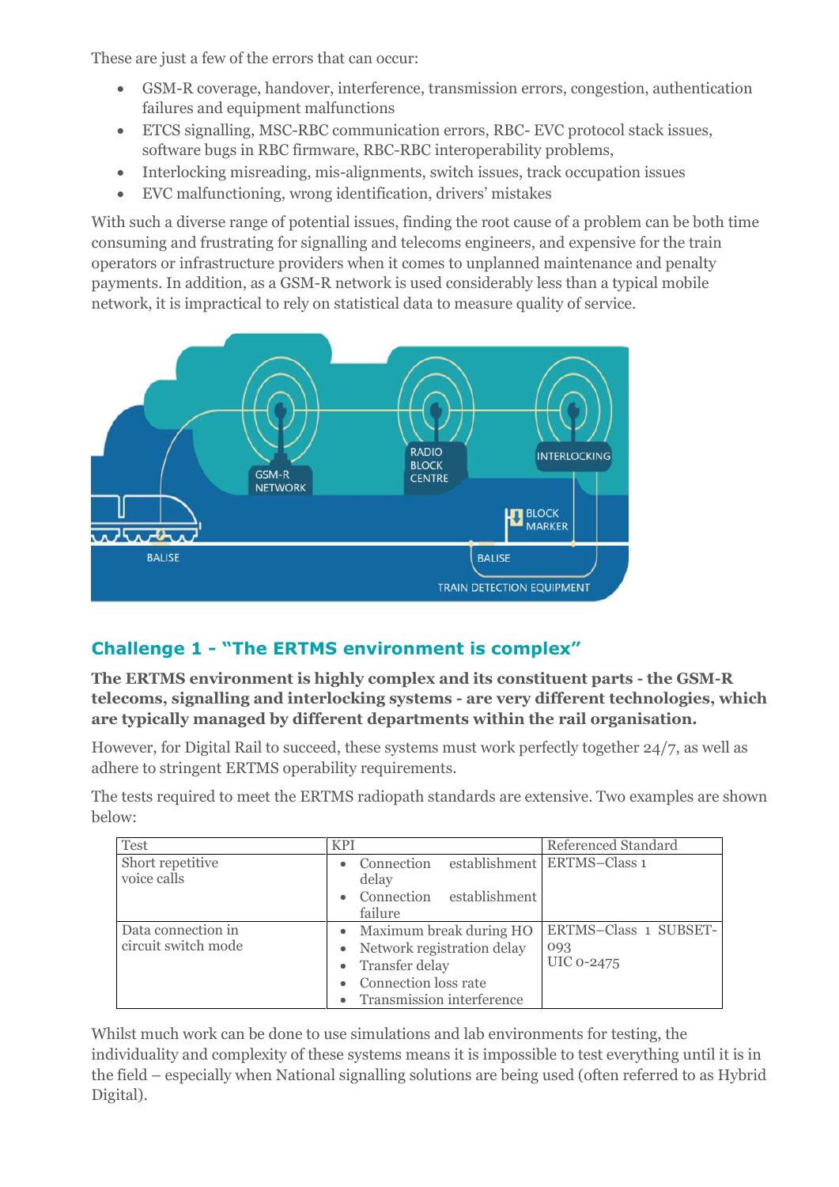These are just a few of the errors that can occur:

- GSM-R coverage, handover, interference, transmission errors, congestion, authentication failures and equipment malfunctions
- ETCS signalling, MSC-RBC communication errors, RBC- EVC protocol stack issues, software bugs in RBC firmware, RBC-RBC interoperability problems,
- Interlocking misreading, mis-alignments, switch issues, track occupation issues
- EVC malfunctioning, wrong identification, drivers' mistakes

With such a diverse range of potential issues, finding the root cause of a problem can be both time consuming and frustrating for signalling and telecoms engineers, and expensive for the train operators or infrastructure providers when it comes to unplanned maintenance and penalty payments. In addition, as a GSM-R network is used considerably less than a typical mobile network, it is impractical to rely on statistical data to measure quality of service.

## Challenge 1 - "The ERTMS environment is complex"

**The ERTMS environment is highly complex and its constituent parts - the GSM-R telecoms, signalling and interlocking systems - are very different technologies, which are typically managed by different departments within the rail organisation.**

However, for Digital Rail to succeed, these systems must work perfectly together 24/7, as well as adhere to stringent ERTMS operability requirements.

The tests required to meet the ERTMS radiopath standards are extensive. Two examples are shown below:

| Test | KPI | Referenced Standard |
|---|---|---|
| Short repetitive voice calls | • Connection establishment delay<br>• Connection establishment failure | ERTMS–Class 1 |
| Data connection in circuit switch mode | • Maximum break during HO<br>• Network registration delay<br>• Transfer delay<br>• Connection loss rate<br>• Transmission interference | ERTMS–Class 1 SUBSET-093<br>UIC 0-2475 |

Whilst much work can be done to use simulations and lab environments for testing, the individuality and complexity of these systems means it is impossible to test everything until it is in the field – especially when National signalling solutions are being used (often referred to as Hybrid Digital).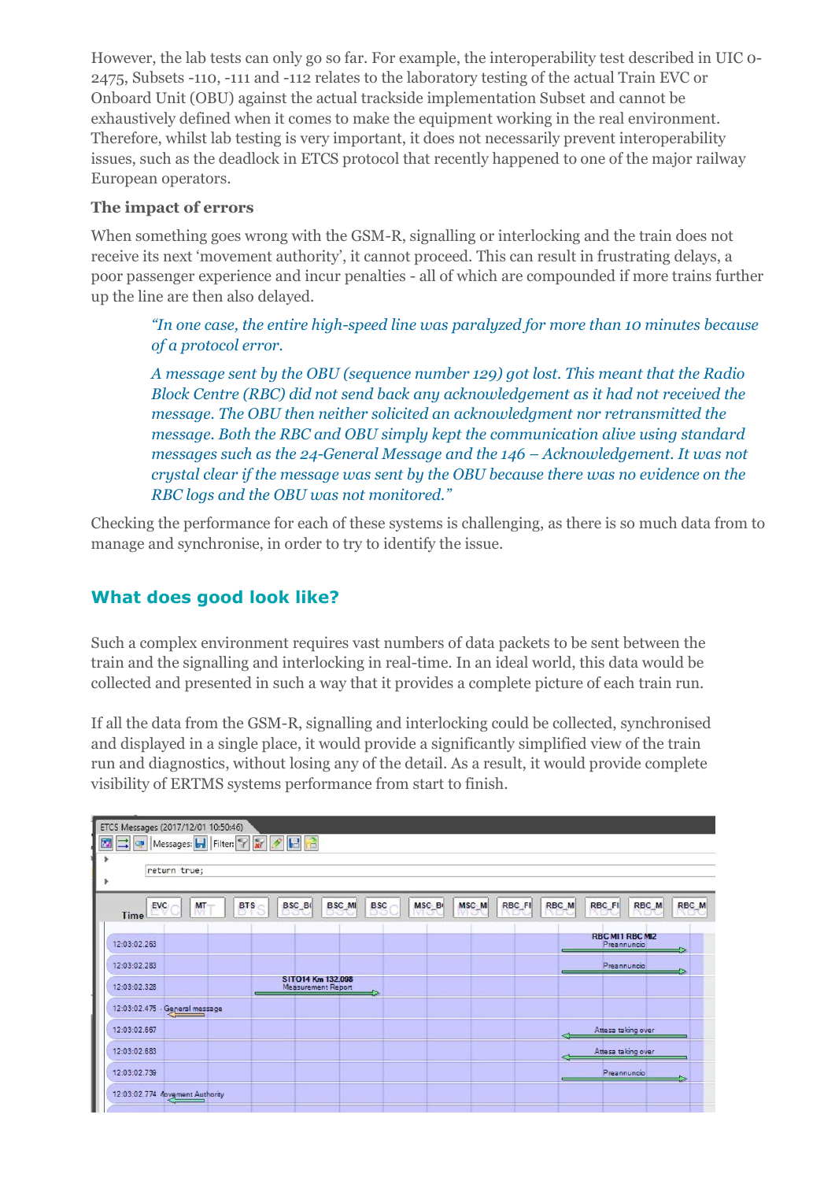However, the lab tests can only go so far. For example, the interoperability test described in UIC 0-2475, Subsets -110, -111 and -112 relates to the laboratory testing of the actual Train EVC or Onboard Unit (OBU) against the actual trackside implementation Subset and cannot be exhaustively defined when it comes to make the equipment working in the real environment. Therefore, whilst lab testing is very important, it does not necessarily prevent interoperability issues, such as the deadlock in ETCS protocol that recently happened to one of the major railway European operators.

**The impact of errors**

When something goes wrong with the GSM-R, signalling or interlocking and the train does not receive its next 'movement authority', it cannot proceed. This can result in frustrating delays, a poor passenger experience and incur penalties - all of which are compounded if more trains further up the line are then also delayed.

> *"In one case, the entire high-speed line was paralyzed for more than 10 minutes because of a protocol error.*
>
> *A message sent by the OBU (sequence number 129) got lost. This meant that the Radio Block Centre (RBC) did not send back any acknowledgement as it had not received the message. The OBU then neither solicited an acknowledgment nor retransmitted the message. Both the RBC and OBU simply kept the communication alive using standard messages such as the 24-General Message and the 146 – Acknowledgement. It was not crystal clear if the message was sent by the OBU because there was no evidence on the RBC logs and the OBU was not monitored."*

Checking the performance for each of these systems is challenging, as there is so much data from to manage and synchronise, in order to try to identify the issue.

## What does good look like?

Such a complex environment requires vast numbers of data packets to be sent between the train and the signalling and interlocking in real-time. In an ideal world, this data would be collected and presented in such a way that it provides a complete picture of each train run.

If all the data from the GSM-R, signalling and interlocking could be collected, synchronised and displayed in a single place, it would provide a significantly simplified view of the train run and diagnostics, without losing any of the detail. As a result, it would provide complete visibility of ERTMS systems performance from start to finish.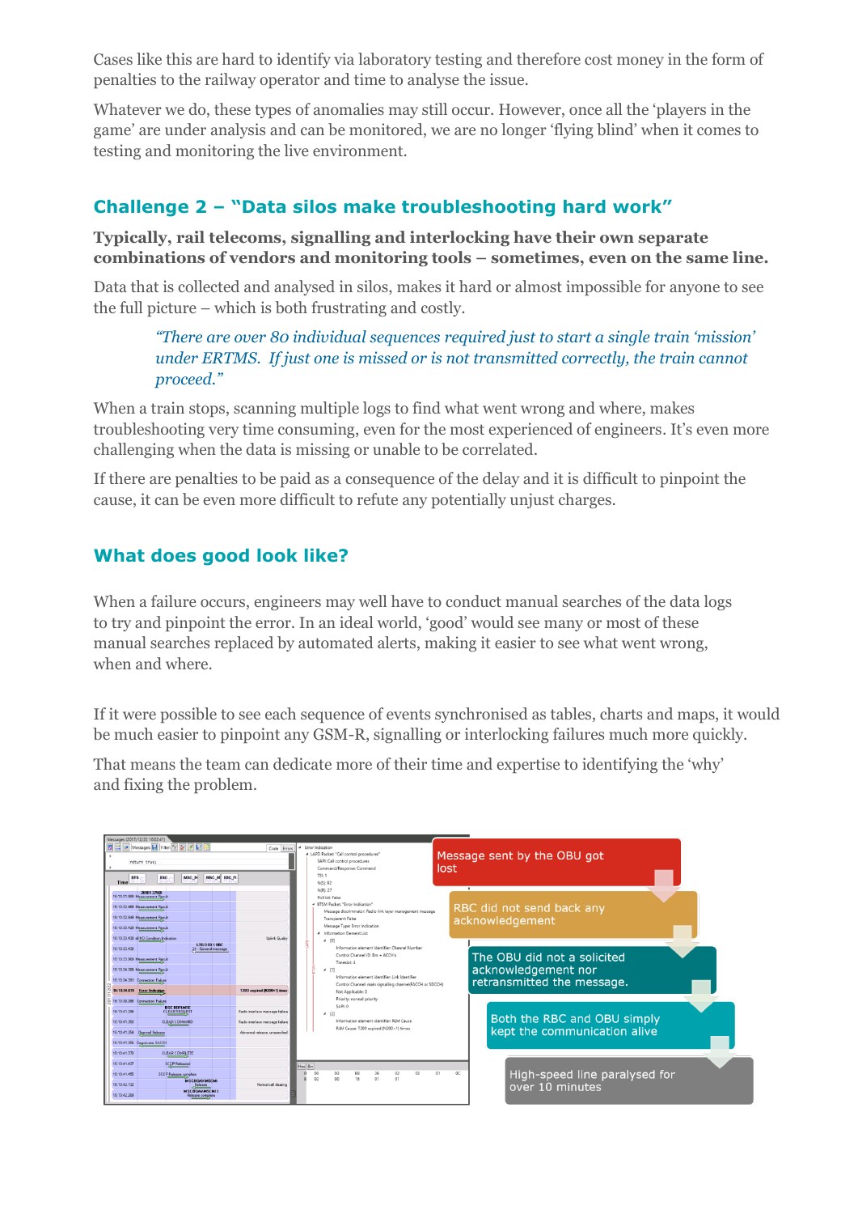Cases like this are hard to identify via laboratory testing and therefore cost money in the form of penalties to the railway operator and time to analyse the issue.

Whatever we do, these types of anomalies may still occur. However, once all the 'players in the game' are under analysis and can be monitored, we are no longer 'flying blind' when it comes to testing and monitoring the live environment.

## Challenge 2 – "Data silos make troubleshooting hard work"

**Typically, rail telecoms, signalling and interlocking have their own separate combinations of vendors and monitoring tools – sometimes, even on the same line.**

Data that is collected and analysed in silos, makes it hard or almost impossible for anyone to see the full picture – which is both frustrating and costly.

> *"There are over 80 individual sequences required just to start a single train 'mission' under ERTMS. If just one is missed or is not transmitted correctly, the train cannot proceed."*

When a train stops, scanning multiple logs to find what went wrong and where, makes troubleshooting very time consuming, even for the most experienced of engineers. It's even more challenging when the data is missing or unable to be correlated.

If there are penalties to be paid as a consequence of the delay and it is difficult to pinpoint the cause, it can be even more difficult to refute any potentially unjust charges.

## What does good look like?

When a failure occurs, engineers may well have to conduct manual searches of the data logs to try and pinpoint the error. In an ideal world, 'good' would see many or most of these manual searches replaced by automated alerts, making it easier to see what went wrong, when and where.

If it were possible to see each sequence of events synchronised as tables, charts and maps, it would be much easier to pinpoint any GSM-R, signalling or interlocking failures much more quickly.

That means the team can dedicate more of their time and expertise to identifying the 'why' and fixing the problem.

Message sent by the OBU got lost

RBC did not send back any acknowledgement

The OBU did not a solicited acknowledgement nor retransmitted the message.

Both the RBC and OBU simply kept the communication alive

High-speed line paralysed for over 10 minutes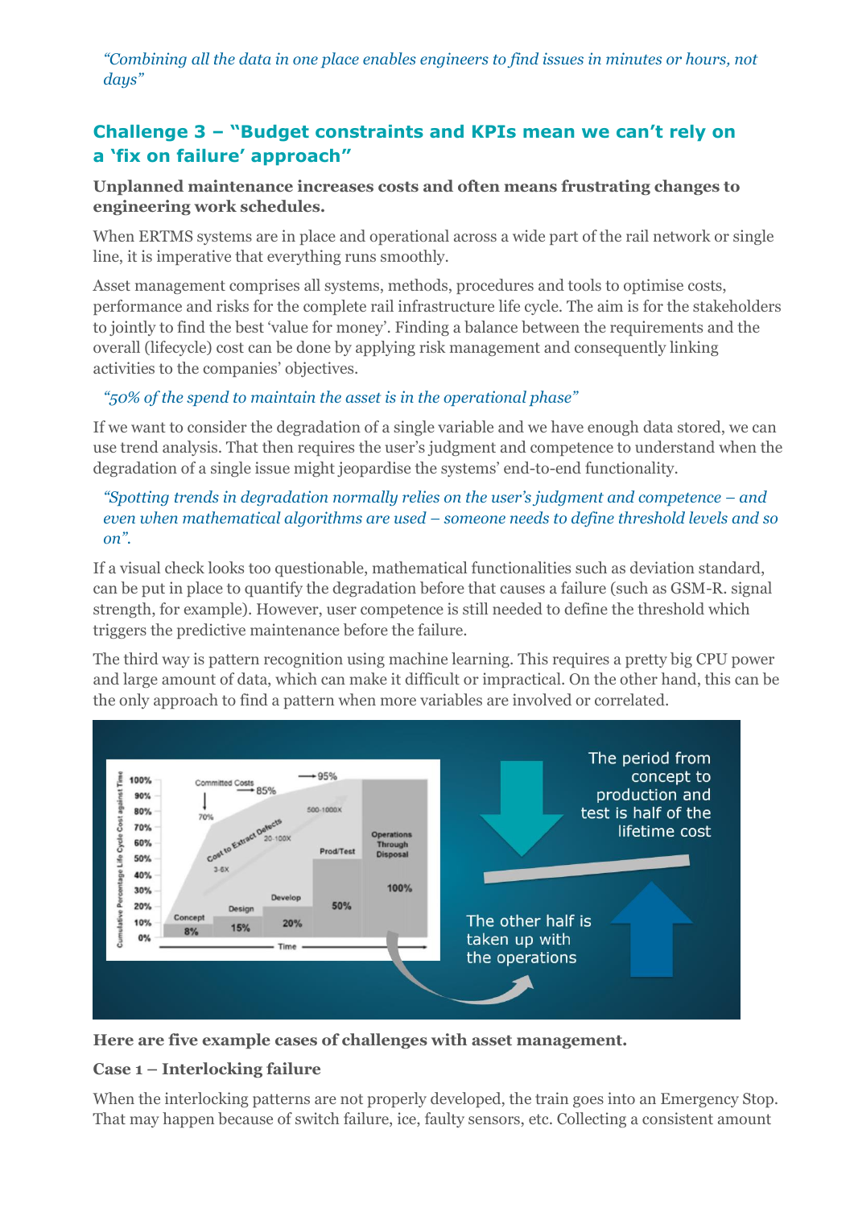*"Combining all the data in one place enables engineers to find issues in minutes or hours, not days"*

## Challenge 3 – "Budget constraints and KPIs mean we can't rely on a 'fix on failure' approach"

**Unplanned maintenance increases costs and often means frustrating changes to engineering work schedules.**

When ERTMS systems are in place and operational across a wide part of the rail network or single line, it is imperative that everything runs smoothly.

Asset management comprises all systems, methods, procedures and tools to optimise costs, performance and risks for the complete rail infrastructure life cycle. The aim is for the stakeholders to jointly to find the best 'value for money'. Finding a balance between the requirements and the overall (lifecycle) cost can be done by applying risk management and consequently linking activities to the companies' objectives.

*"50% of the spend to maintain the asset is in the operational phase"*

If we want to consider the degradation of a single variable and we have enough data stored, we can use trend analysis. That then requires the user's judgment and competence to understand when the degradation of a single issue might jeopardise the systems' end-to-end functionality.

*"Spotting trends in degradation normally relies on the user's judgment and competence – and even when mathematical algorithms are used – someone needs to define threshold levels and so on".*

If a visual check looks too questionable, mathematical functionalities such as deviation standard, can be put in place to quantify the degradation before that causes a failure (such as GSM-R. signal strength, for example). However, user competence is still needed to define the threshold which triggers the predictive maintenance before the failure.

The third way is pattern recognition using machine learning. This requires a pretty big CPU power and large amount of data, which can make it difficult or impractical. On the other hand, this can be the only approach to find a pattern when more variables are involved or correlated.

**Here are five example cases of challenges with asset management.**

**Case 1 – Interlocking failure**

When the interlocking patterns are not properly developed, the train goes into an Emergency Stop. That may happen because of switch failure, ice, faulty sensors, etc. Collecting a consistent amount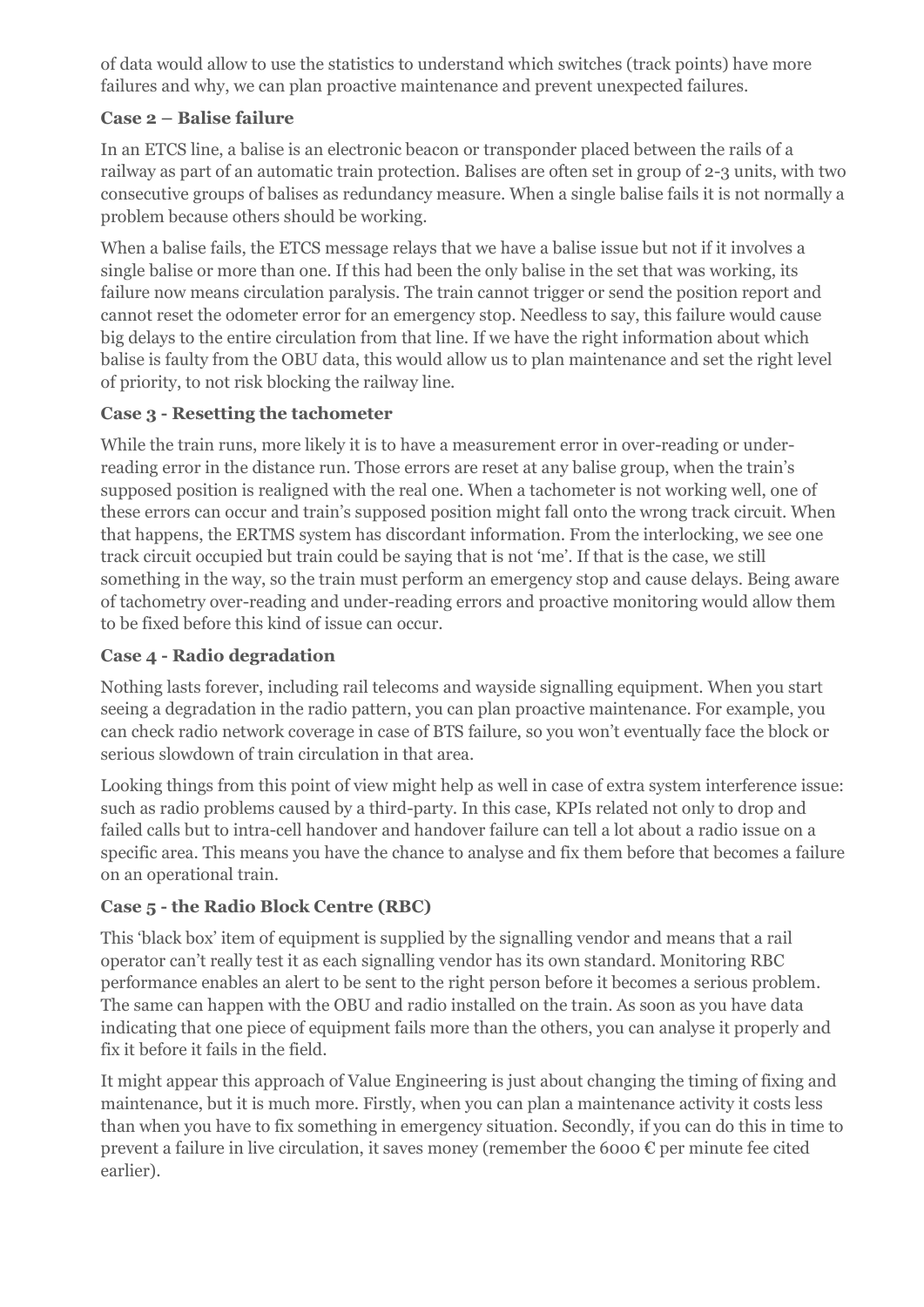of data would allow to use the statistics to understand which switches (track points) have more failures and why, we can plan proactive maintenance and prevent unexpected failures.

### Case 2 – Balise failure

In an ETCS line, a balise is an electronic beacon or transponder placed between the rails of a railway as part of an automatic train protection. Balises are often set in group of 2-3 units, with two consecutive groups of balises as redundancy measure. When a single balise fails it is not normally a problem because others should be working.

When a balise fails, the ETCS message relays that we have a balise issue but not if it involves a single balise or more than one. If this had been the only balise in the set that was working, its failure now means circulation paralysis. The train cannot trigger or send the position report and cannot reset the odometer error for an emergency stop. Needless to say, this failure would cause big delays to the entire circulation from that line. If we have the right information about which balise is faulty from the OBU data, this would allow us to plan maintenance and set the right level of priority, to not risk blocking the railway line.

### Case 3 - Resetting the tachometer

While the train runs, more likely it is to have a measurement error in over-reading or under-reading error in the distance run. Those errors are reset at any balise group, when the train's supposed position is realigned with the real one. When a tachometer is not working well, one of these errors can occur and train's supposed position might fall onto the wrong track circuit. When that happens, the ERTMS system has discordant information. From the interlocking, we see one track circuit occupied but train could be saying that is not 'me'. If that is the case, we still something in the way, so the train must perform an emergency stop and cause delays. Being aware of tachometry over-reading and under-reading errors and proactive monitoring would allow them to be fixed before this kind of issue can occur.

### Case 4 - Radio degradation

Nothing lasts forever, including rail telecoms and wayside signalling equipment. When you start seeing a degradation in the radio pattern, you can plan proactive maintenance. For example, you can check radio network coverage in case of BTS failure, so you won't eventually face the block or serious slowdown of train circulation in that area.

Looking things from this point of view might help as well in case of extra system interference issue: such as radio problems caused by a third-party. In this case, KPIs related not only to drop and failed calls but to intra-cell handover and handover failure can tell a lot about a radio issue on a specific area. This means you have the chance to analyse and fix them before that becomes a failure on an operational train.

### Case 5 - the Radio Block Centre (RBC)

This 'black box' item of equipment is supplied by the signalling vendor and means that a rail operator can't really test it as each signalling vendor has its own standard. Monitoring RBC performance enables an alert to be sent to the right person before it becomes a serious problem. The same can happen with the OBU and radio installed on the train. As soon as you have data indicating that one piece of equipment fails more than the others, you can analyse it properly and fix it before it fails in the field.

It might appear this approach of Value Engineering is just about changing the timing of fixing and maintenance, but it is much more. Firstly, when you can plan a maintenance activity it costs less than when you have to fix something in emergency situation. Secondly, if you can do this in time to prevent a failure in live circulation, it saves money (remember the 6000 € per minute fee cited earlier).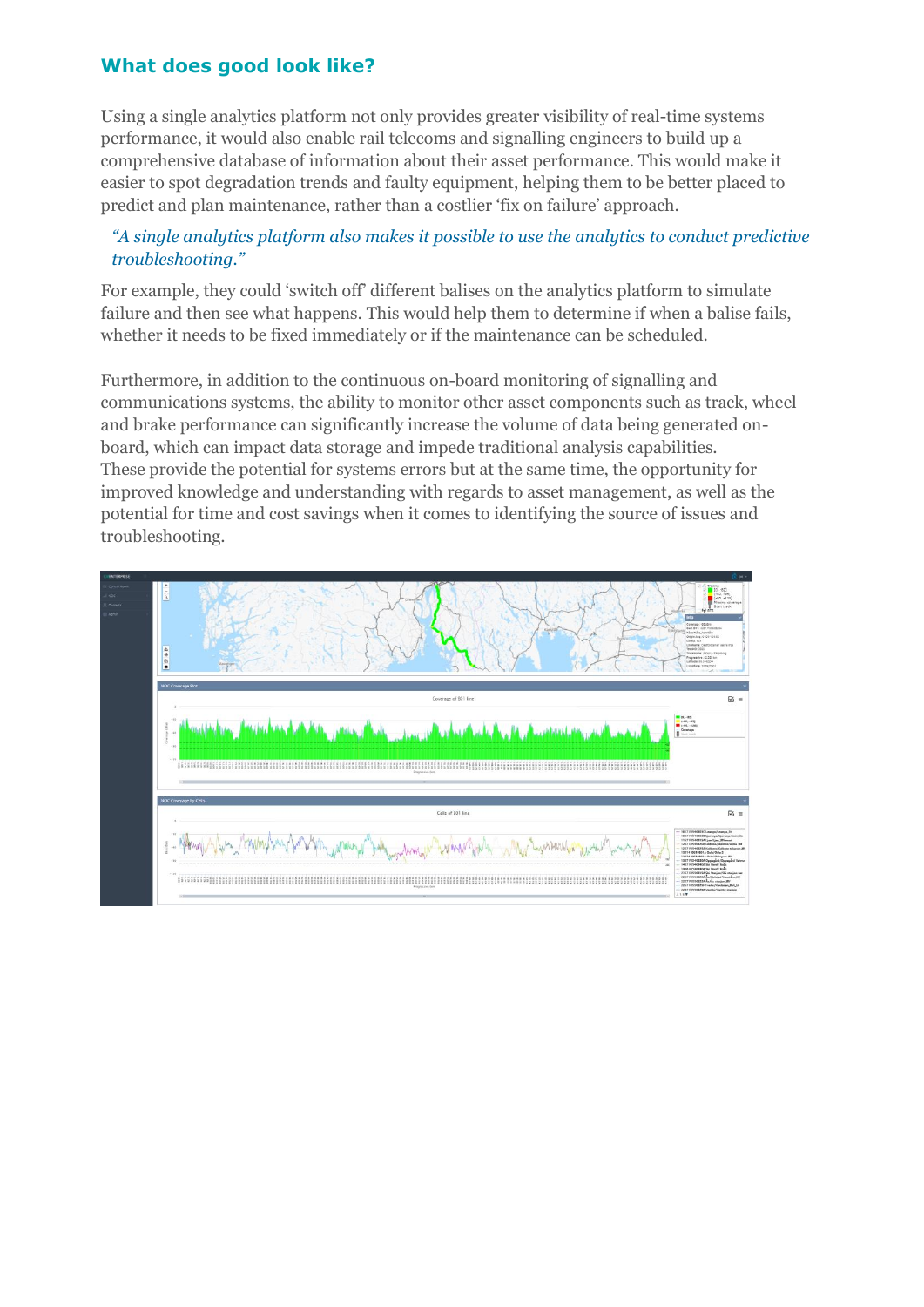## What does good look like?

Using a single analytics platform not only provides greater visibility of real-time systems performance, it would also enable rail telecoms and signalling engineers to build up a comprehensive database of information about their asset performance. This would make it easier to spot degradation trends and faulty equipment, helping them to be better placed to predict and plan maintenance, rather than a costlier 'fix on failure' approach.

> *"A single analytics platform also makes it possible to use the analytics to conduct predictive troubleshooting."*

For example, they could 'switch off' different balises on the analytics platform to simulate failure and then see what happens. This would help them to determine if when a balise fails, whether it needs to be fixed immediately or if the maintenance can be scheduled.

Furthermore, in addition to the continuous on-board monitoring of signalling and communications systems, the ability to monitor other asset components such as track, wheel and brake performance can significantly increase the volume of data being generated on-board, which can impact data storage and impede traditional analysis capabilities. These provide the potential for systems errors but at the same time, the opportunity for improved knowledge and understanding with regards to asset management, as well as the potential for time and cost savings when it comes to identifying the source of issues and troubleshooting.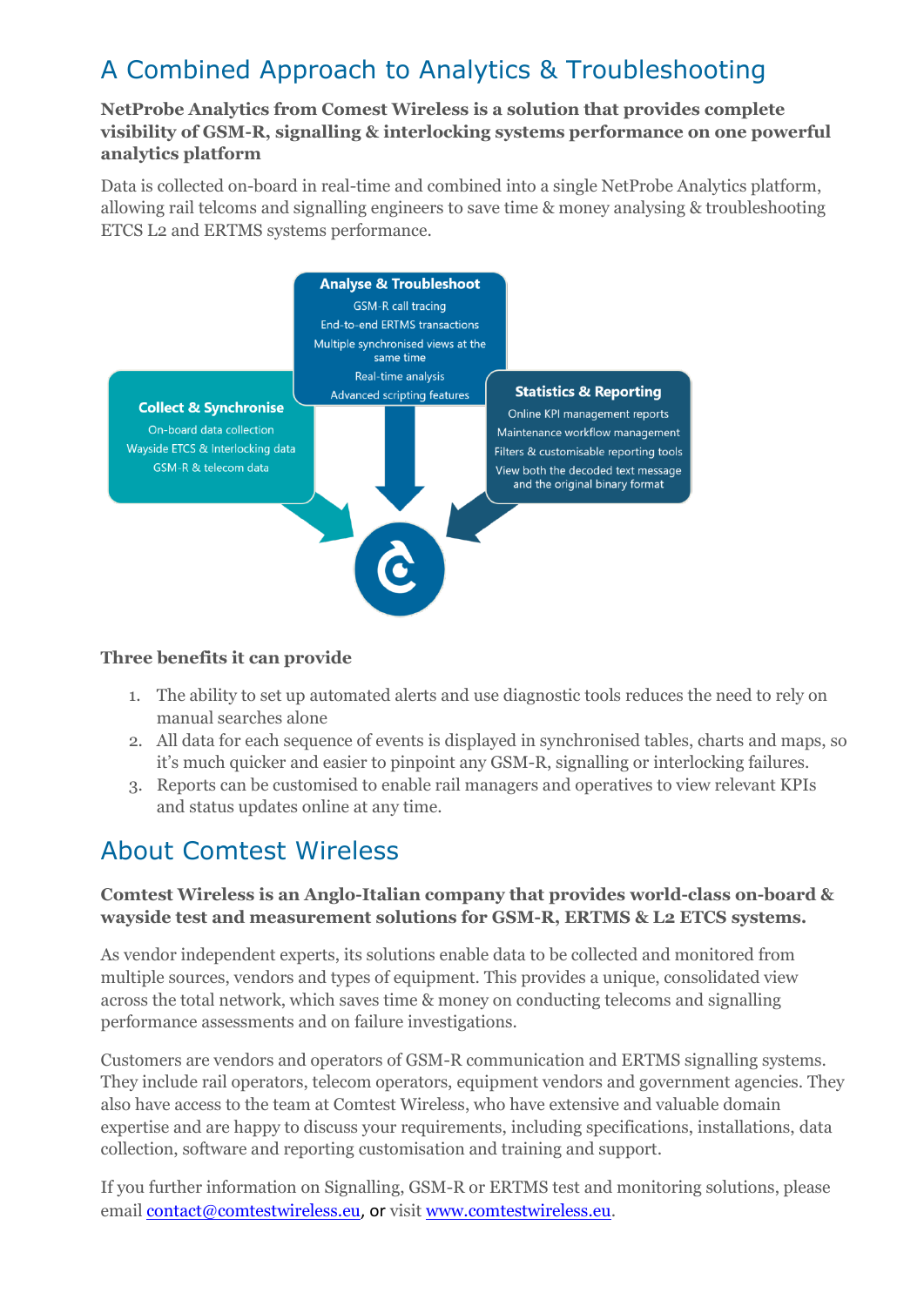# A Combined Approach to Analytics & Troubleshooting

**NetProbe Analytics from Comest Wireless is a solution that provides complete visibility of GSM-R, signalling & interlocking systems performance on one powerful analytics platform**

Data is collected on-board in real-time and combined into a single NetProbe Analytics platform, allowing rail telcoms and signalling engineers to save time & money analysing & troubleshooting ETCS L2 and ERTMS systems performance.

**Analyse & Troubleshoot**
GSM-R call tracing
End-to-end ERTMS transactions
Multiple synchronised views at the same time
Real-time analysis
Advanced scripting features

**Collect & Synchronise**
On-board data collection
Wayside ETCS & Interlocking data
GSM-R & telecom data

**Statistics & Reporting**
Online KPI management reports
Maintenance workflow management
Filters & customisable reporting tools
View both the decoded text message and the original binary format

**Three benefits it can provide**

1. The ability to set up automated alerts and use diagnostic tools reduces the need to rely on manual searches alone
2. All data for each sequence of events is displayed in synchronised tables, charts and maps, so it's much quicker and easier to pinpoint any GSM-R, signalling or interlocking failures.
3. Reports can be customised to enable rail managers and operatives to view relevant KPIs and status updates online at any time.

# About Comtest Wireless

**Comtest Wireless is an Anglo-Italian company that provides world-class on-board & wayside test and measurement solutions for GSM-R, ERTMS & L2 ETCS systems.**

As vendor independent experts, its solutions enable data to be collected and monitored from multiple sources, vendors and types of equipment. This provides a unique, consolidated view across the total network, which saves time & money on conducting telecoms and signalling performance assessments and on failure investigations.

Customers are vendors and operators of GSM-R communication and ERTMS signalling systems. They include rail operators, telecom operators, equipment vendors and government agencies. They also have access to the team at Comtest Wireless, who have extensive and valuable domain expertise and are happy to discuss your requirements, including specifications, installations, data collection, software and reporting customisation and training and support.

If you further information on Signalling, GSM-R or ERTMS test and monitoring solutions, please email contact@comtestwireless.eu, or visit www.comtestwireless.eu.